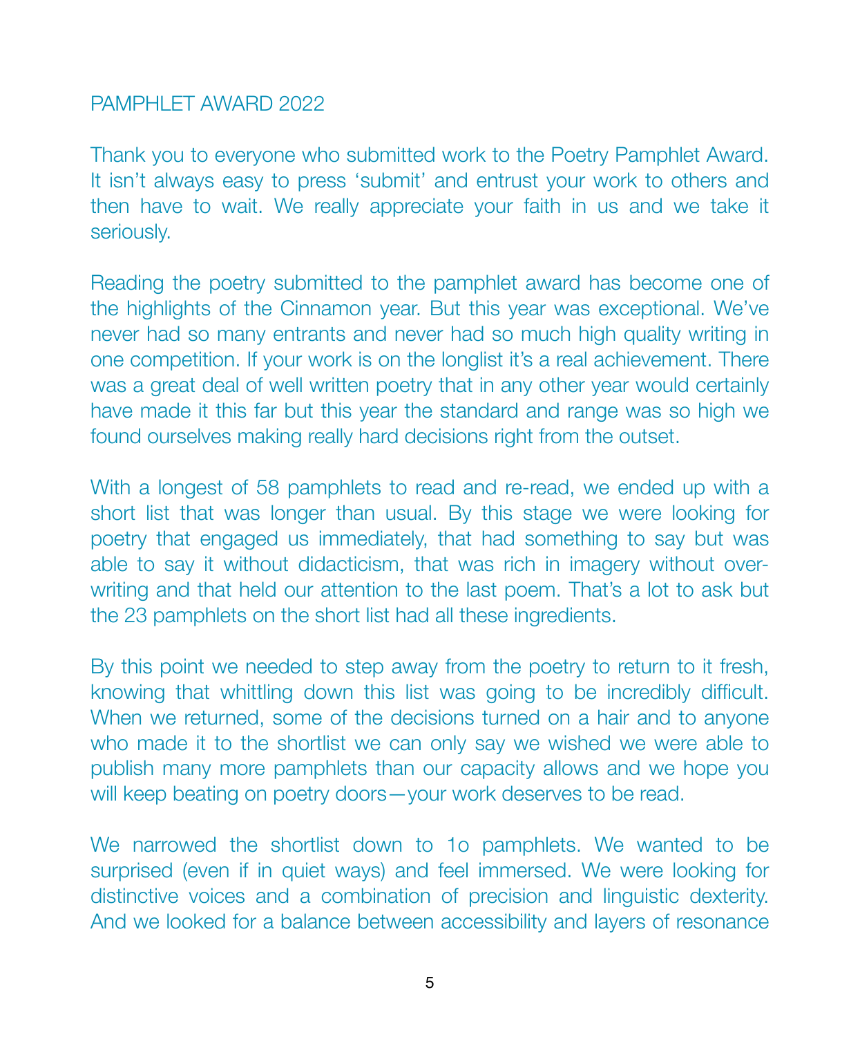# PAMPHLET AWARD 2022

Thank you to everyone who submitted work to the Poetry Pamphlet Award. It isn't always easy to press 'submit' and entrust your work to others and then have to wait. We really appreciate your faith in us and we take it seriously.

Reading the poetry submitted to the pamphlet award has become one of the highlights of the Cinnamon year. But this year was exceptional. We've never had so many entrants and never had so much high quality writing in one competition. If your work is on the longlist it's a real achievement. There was a great deal of well written poetry that in any other year would certainly have made it this far but this year the standard and range was so high we found ourselves making really hard decisions right from the outset.

With a longest of 58 pamphlets to read and re-read, we ended up with a short list that was longer than usual. By this stage we were looking for poetry that engaged us immediately, that had something to say but was able to say it without didacticism, that was rich in imagery without over-writing and that held our attention to the last poem. That's a lot to ask but the 23 pamphlets on the short list had all these ingredients.

By this point we needed to step away from the poetry to return to it fresh, knowing that whittling down this list was going to be incredibly difficult. When we returned, some of the decisions turned on a hair and to anyone who made it to the shortlist we can only say we wished we were able to publish many more pamphlets than our capacity allows and we hope you will keep beating on poetry doors—your work deserves to be read.

We narrowed the shortlist down to 1o pamphlets. We wanted to be surprised (even if in quiet ways) and feel immersed. We were looking for distinctive voices and a combination of precision and linguistic dexterity. And we looked for a balance between accessibility and layers of resonance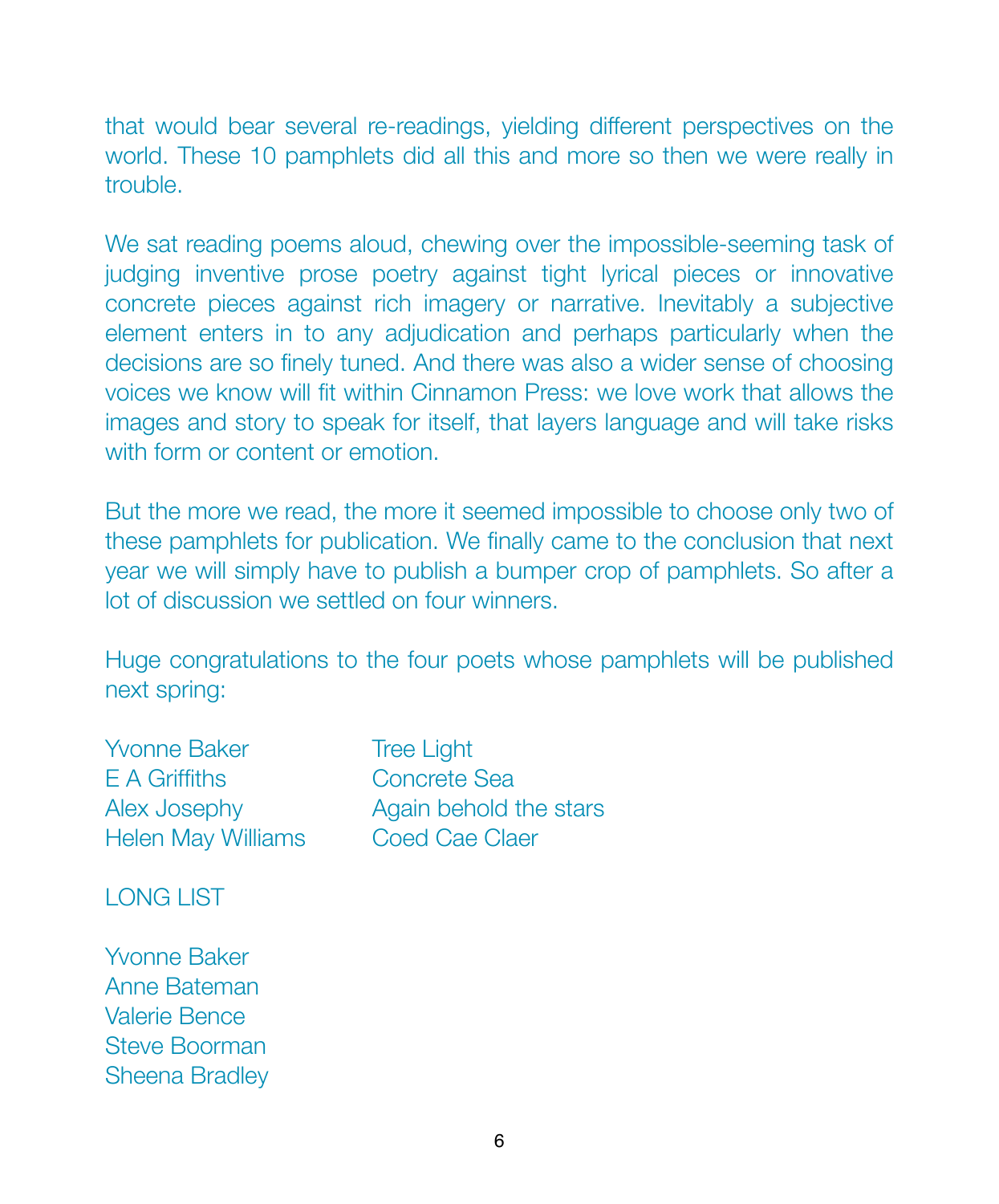that would bear several re-readings, yielding different perspectives on the world. These 10 pamphlets did all this and more so then we were really in trouble.

We sat reading poems aloud, chewing over the impossible-seeming task of judging inventive prose poetry against tight lyrical pieces or innovative concrete pieces against rich imagery or narrative. Inevitably a subjective element enters in to any adjudication and perhaps particularly when the decisions are so finely tuned. And there was also a wider sense of choosing voices we know will fit within Cinnamon Press: we love work that allows the images and story to speak for itself, that layers language and will take risks with form or content or emotion.

But the more we read, the more it seemed impossible to choose only two of these pamphlets for publication. We finally came to the conclusion that next year we will simply have to publish a bumper crop of pamphlets. So after a lot of discussion we settled on four winners.

Huge congratulations to the four poets whose pamphlets will be published next spring:

| | |
|---|---|
| Yvonne Baker | Tree Light |
| E A Griffiths | Concrete Sea |
| Alex Josephy | Again behold the stars |
| Helen May Williams | Coed Cae Claer |

LONG LIST

Yvonne Baker
Anne Bateman
Valerie Bence
Steve Boorman
Sheena Bradley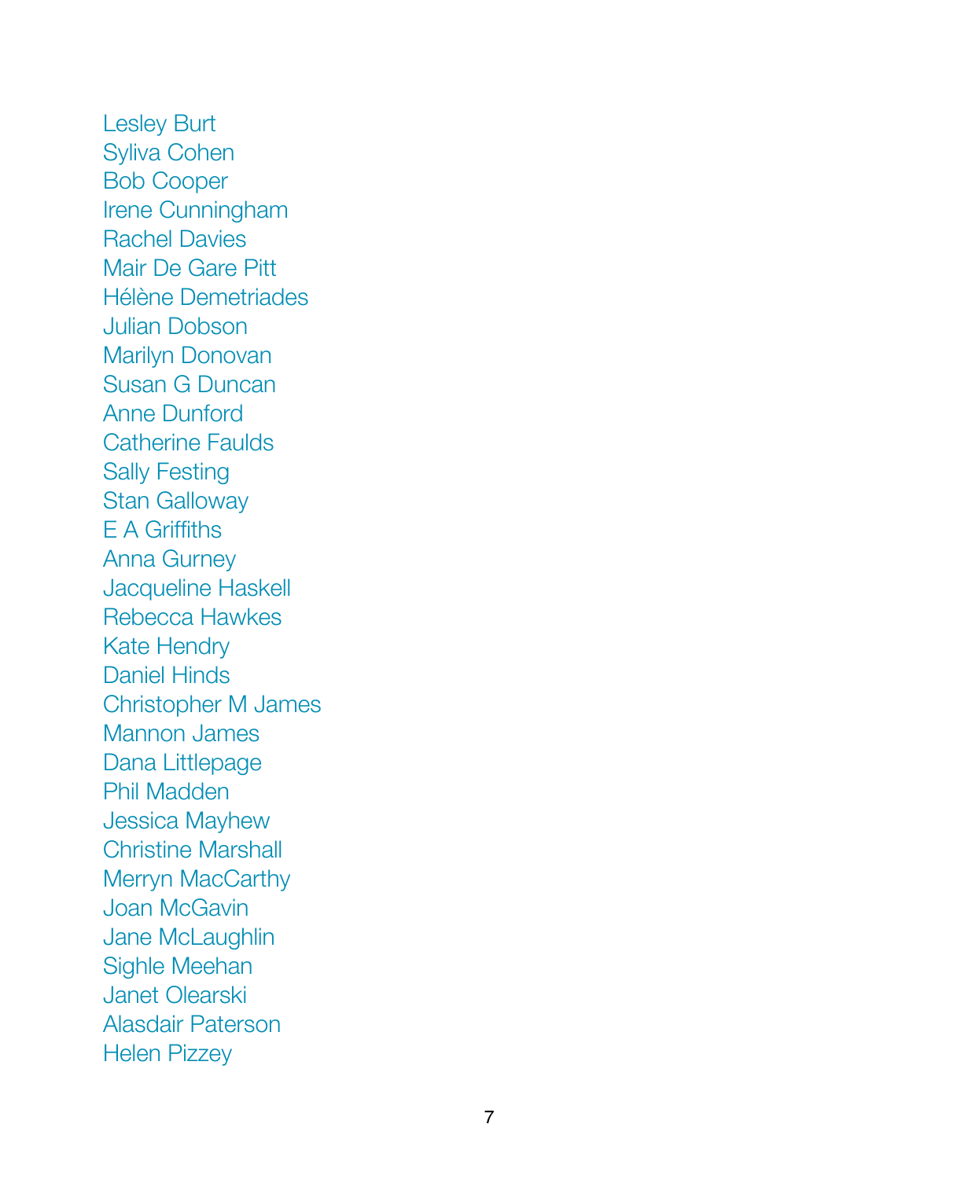Lesley Burt
Syliva Cohen
Bob Cooper
Irene Cunningham
Rachel Davies
Mair De Gare Pitt
Hélène Demetriades
Julian Dobson
Marilyn Donovan
Susan G Duncan
Anne Dunford
Catherine Faulds
Sally Festing
Stan Galloway
E A Griffiths
Anna Gurney
Jacqueline Haskell
Rebecca Hawkes
Kate Hendry
Daniel Hinds
Christopher M James
Mannon James
Dana Littlepage
Phil Madden
Jessica Mayhew
Christine Marshall
Merryn MacCarthy
Joan McGavin
Jane McLaughlin
Sighle Meehan
Janet Olearski
Alasdair Paterson
Helen Pizzey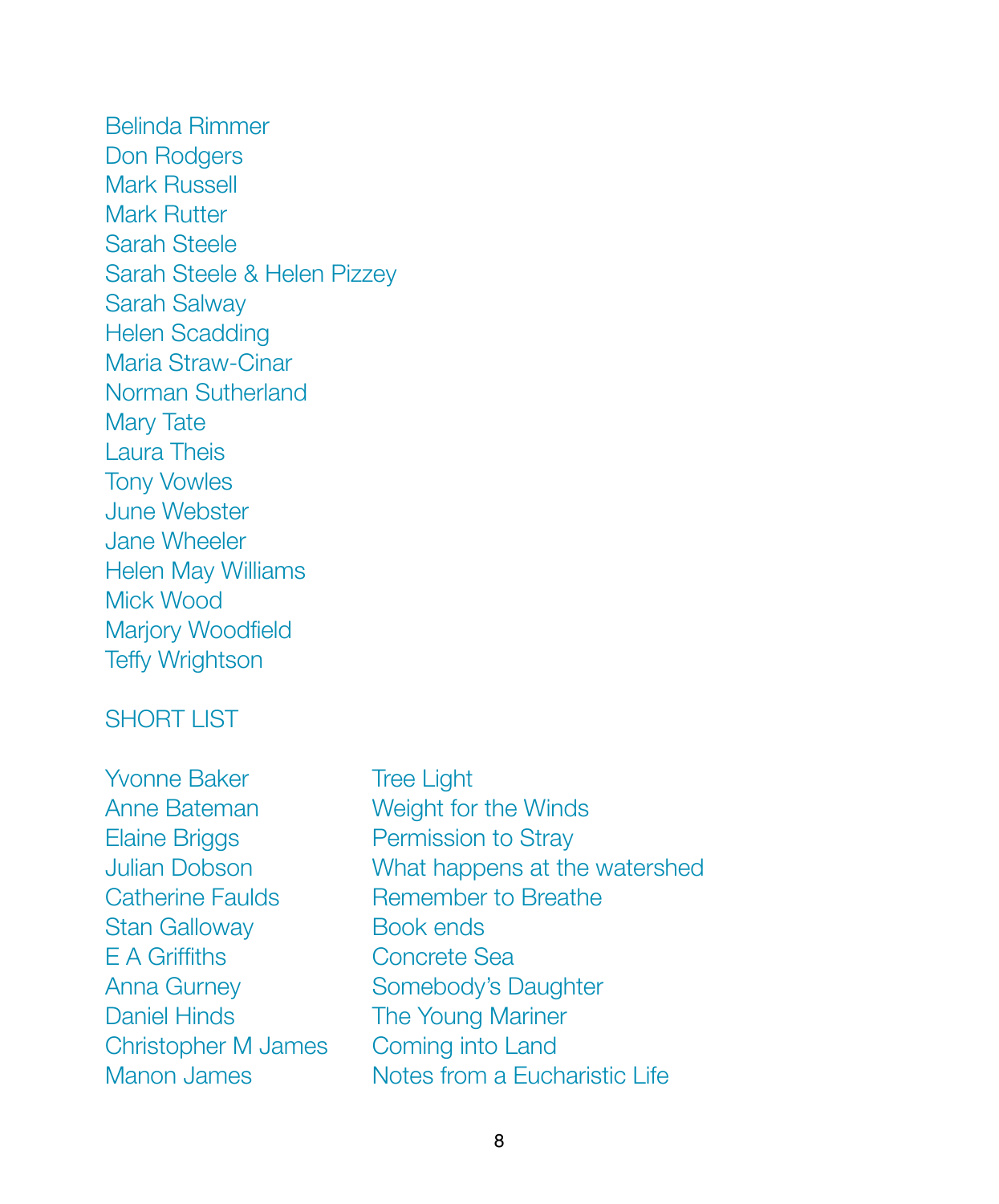Belinda Rimmer
Don Rodgers
Mark Russell
Mark Rutter
Sarah Steele
Sarah Steele & Helen Pizzey
Sarah Salway
Helen Scadding
Maria Straw-Cinar
Norman Sutherland
Mary Tate
Laura Theis
Tony Vowles
June Webster
Jane Wheeler
Helen May Williams
Mick Wood
Marjory Woodfield
Teffy Wrightson

## SHORT LIST

| | |
|---|---|
| Yvonne Baker | Tree Light |
| Anne Bateman | Weight for the Winds |
| Elaine Briggs | Permission to Stray |
| Julian Dobson | What happens at the watershed |
| Catherine Faulds | Remember to Breathe |
| Stan Galloway | Book ends |
| E A Griffiths | Concrete Sea |
| Anna Gurney | Somebody's Daughter |
| Daniel Hinds | The Young Mariner |
| Christopher M James | Coming into Land |
| Manon James | Notes from a Eucharistic Life |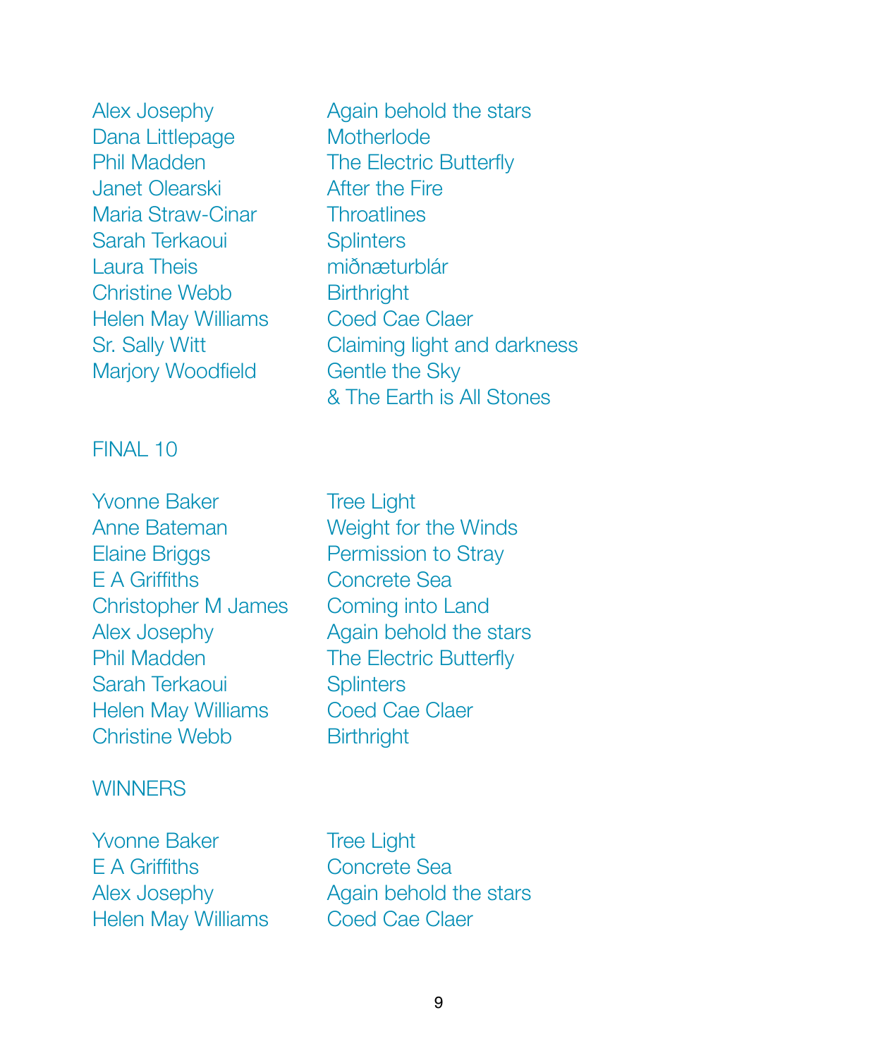| | |
|---|---|
| Alex Josephy | Again behold the stars |
| Dana Littlepage | Motherlode |
| Phil Madden | The Electric Butterfly |
| Janet Olearski | After the Fire |
| Maria Straw-Cinar | Throatlines |
| Sarah Terkaoui | Splinters |
| Laura Theis | miðnæturblár |
| Christine Webb | Birthright |
| Helen May Williams | Coed Cae Claer |
| Sr. Sally Witt | Claiming light and darkness |
| Marjory Woodfield | Gentle the Sky |
| | & The Earth is All Stones |

## FINAL 10

| | |
|---|---|
| Yvonne Baker | Tree Light |
| Anne Bateman | Weight for the Winds |
| Elaine Briggs | Permission to Stray |
| E A Griffiths | Concrete Sea |
| Christopher M James | Coming into Land |
| Alex Josephy | Again behold the stars |
| Phil Madden | The Electric Butterfly |
| Sarah Terkaoui | Splinters |
| Helen May Williams | Coed Cae Claer |
| Christine Webb | Birthright |

## WINNERS

| | |
|---|---|
| Yvonne Baker | Tree Light |
| E A Griffiths | Concrete Sea |
| Alex Josephy | Again behold the stars |
| Helen May Williams | Coed Cae Claer |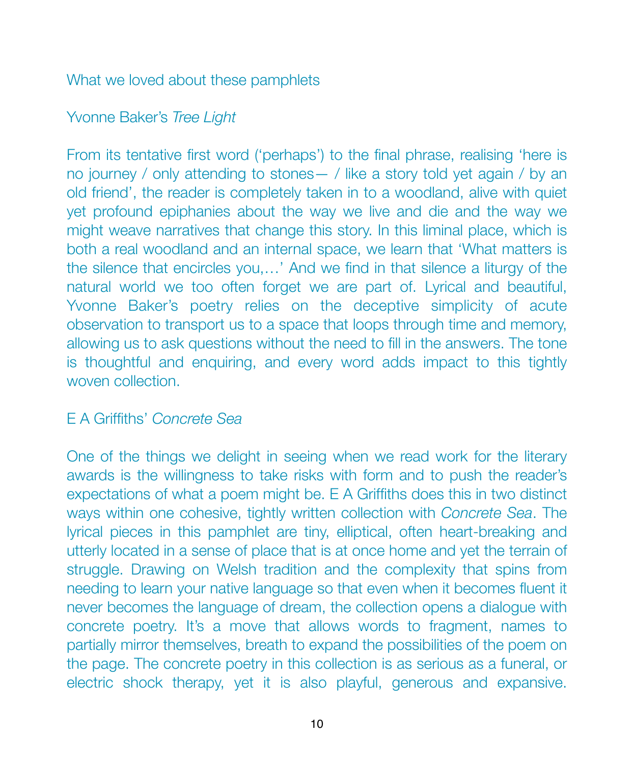## What we loved about these pamphlets

### Yvonne Baker's *Tree Light*

From its tentative first word ('perhaps') to the final phrase, realising 'here is no journey / only attending to stones— / like a story told yet again / by an old friend', the reader is completely taken in to a woodland, alive with quiet yet profound epiphanies about the way we live and die and the way we might weave narratives that change this story. In this liminal place, which is both a real woodland and an internal space, we learn that 'What matters is the silence that encircles you,…' And we find in that silence a liturgy of the natural world we too often forget we are part of. Lyrical and beautiful, Yvonne Baker's poetry relies on the deceptive simplicity of acute observation to transport us to a space that loops through time and memory, allowing us to ask questions without the need to fill in the answers. The tone is thoughtful and enquiring, and every word adds impact to this tightly woven collection.

### E A Griffiths' *Concrete Sea*

One of the things we delight in seeing when we read work for the literary awards is the willingness to take risks with form and to push the reader's expectations of what a poem might be. E A Griffiths does this in two distinct ways within one cohesive, tightly written collection with *Concrete Sea*. The lyrical pieces in this pamphlet are tiny, elliptical, often heart-breaking and utterly located in a sense of place that is at once home and yet the terrain of struggle. Drawing on Welsh tradition and the complexity that spins from needing to learn your native language so that even when it becomes fluent it never becomes the language of dream, the collection opens a dialogue with concrete poetry. It's a move that allows words to fragment, names to partially mirror themselves, breath to expand the possibilities of the poem on the page. The concrete poetry in this collection is as serious as a funeral, or electric shock therapy, yet it is also playful, generous and expansive.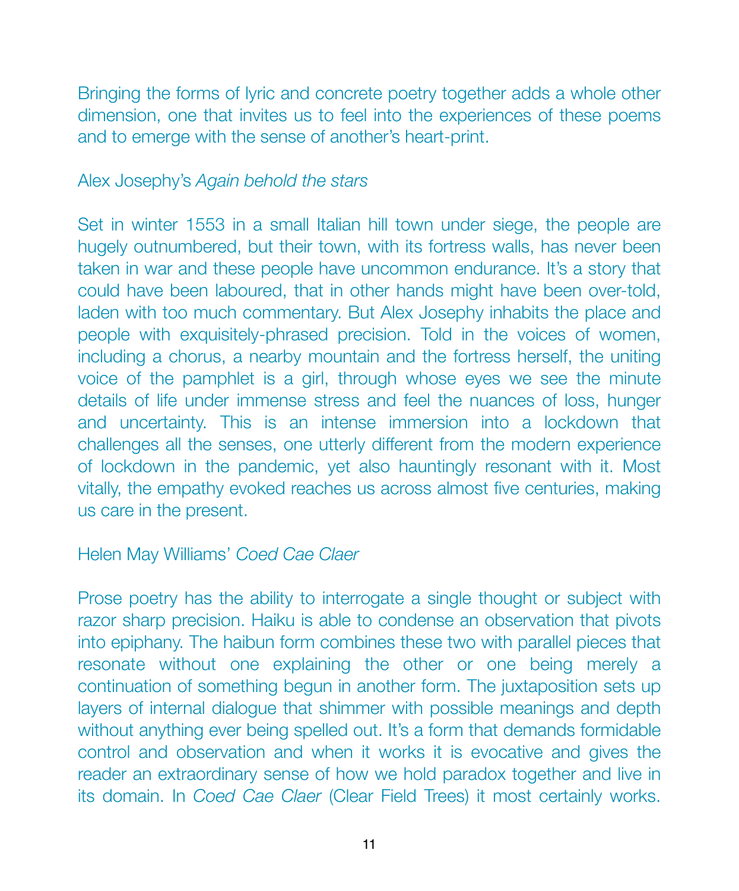Bringing the forms of lyric and concrete poetry together adds a whole other dimension, one that invites us to feel into the experiences of these poems and to emerge with the sense of another's heart-print.

Alex Josephy's *Again behold the stars*

Set in winter 1553 in a small Italian hill town under siege, the people are hugely outnumbered, but their town, with its fortress walls, has never been taken in war and these people have uncommon endurance. It's a story that could have been laboured, that in other hands might have been over-told, laden with too much commentary. But Alex Josephy inhabits the place and people with exquisitely-phrased precision. Told in the voices of women, including a chorus, a nearby mountain and the fortress herself, the uniting voice of the pamphlet is a girl, through whose eyes we see the minute details of life under immense stress and feel the nuances of loss, hunger and uncertainty. This is an intense immersion into a lockdown that challenges all the senses, one utterly different from the modern experience of lockdown in the pandemic, yet also hauntingly resonant with it. Most vitally, the empathy evoked reaches us across almost five centuries, making us care in the present.

Helen May Williams' *Coed Cae Claer*

Prose poetry has the ability to interrogate a single thought or subject with razor sharp precision. Haiku is able to condense an observation that pivots into epiphany. The haibun form combines these two with parallel pieces that resonate without one explaining the other or one being merely a continuation of something begun in another form. The juxtaposition sets up layers of internal dialogue that shimmer with possible meanings and depth without anything ever being spelled out. It's a form that demands formidable control and observation and when it works it is evocative and gives the reader an extraordinary sense of how we hold paradox together and live in its domain. In *Coed Cae Claer* (Clear Field Trees) it most certainly works.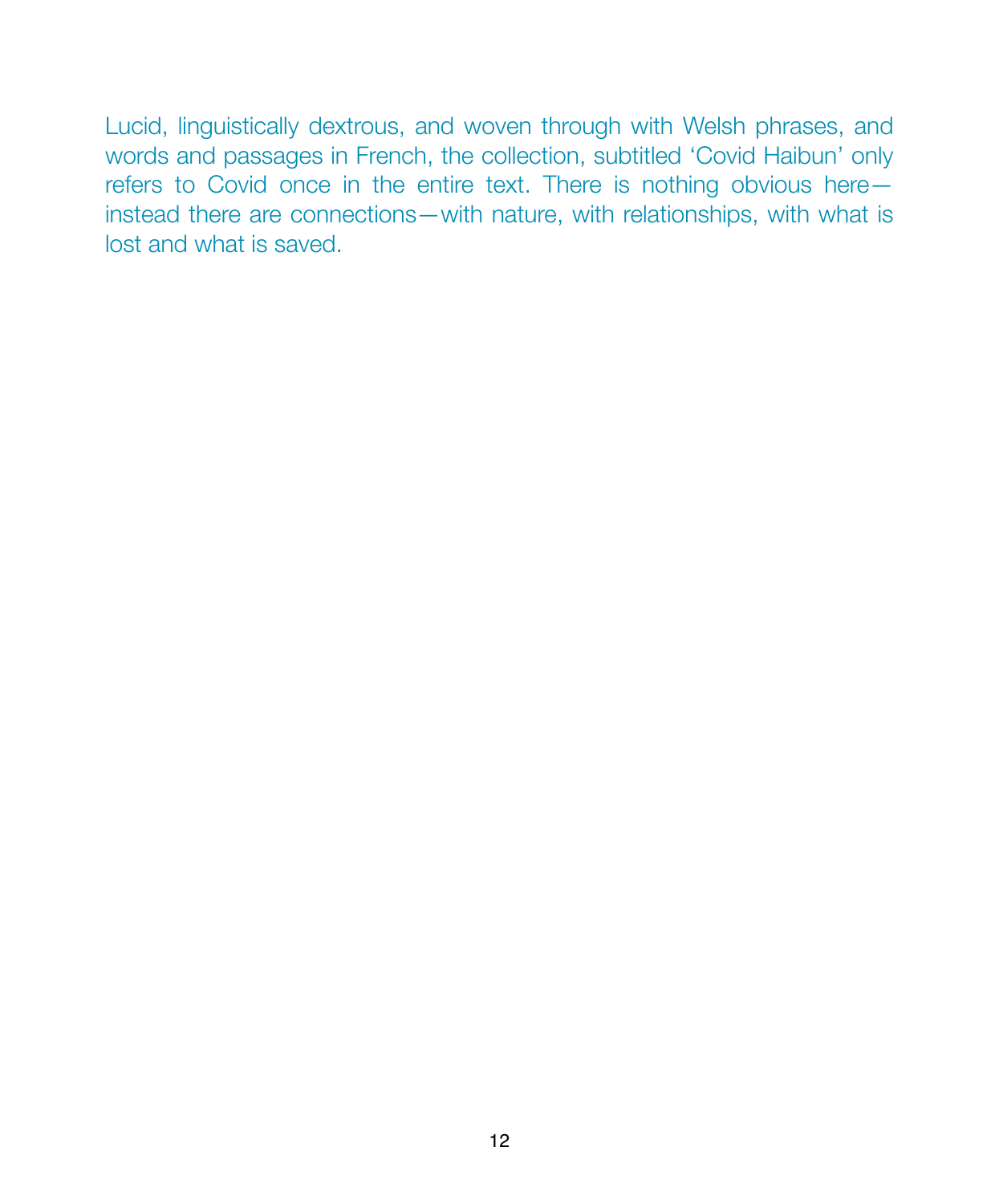Lucid, linguistically dextrous, and woven through with Welsh phrases, and words and passages in French, the collection, subtitled ‘Covid Haibun’ only refers to Covid once in the entire text. There is nothing obvious here—instead there are connections—with nature, with relationships, with what is lost and what is saved.